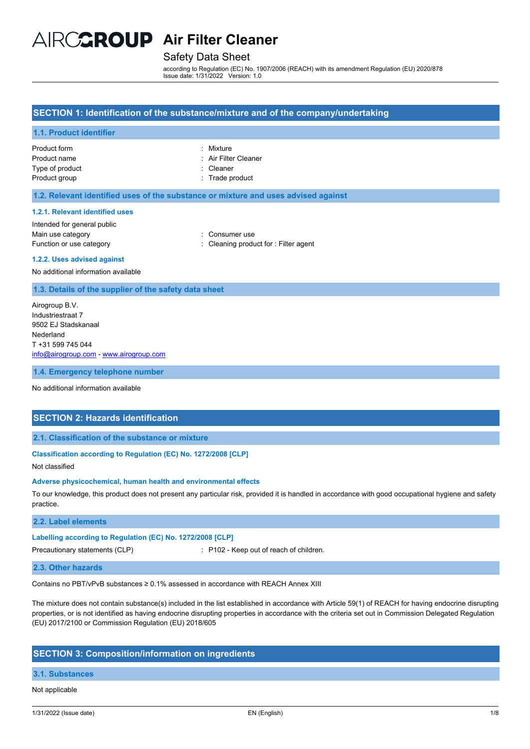# Air Filter Cleaner

Safety Data Sheet

according to Regulation (EC) No. 1907/2006 (REACH) with its amendment Regulation (EU) 2020/878
Issue date: 1/31/2022 Version: 1.0

## SECTION 1: Identification of the substance/mixture and of the company/undertaking

### 1.1. Product identifier

| | |
|---|---|
| Product form | : Mixture |
| Product name | : Air Filter Cleaner |
| Type of product | : Cleaner |
| Product group | : Trade product |

### 1.2. Relevant identified uses of the substance or mixture and uses advised against

#### 1.2.1. Relevant identified uses

Intended for general public

| | |
|---|---|
| Main use category | : Consumer use |
| Function or use category | : Cleaning product for : Filter agent |

#### 1.2.2. Uses advised against

No additional information available

### 1.3. Details of the supplier of the safety data sheet

Airogroup B.V.
Industriestraat 7
9502 EJ Stadskanaal
Nederland
T +31 599 745 044
info@airogroup.com - www.airogroup.com

### 1.4. Emergency telephone number

No additional information available

## SECTION 2: Hazards identification

### 2.1. Classification of the substance or mixture

#### Classification according to Regulation (EC) No. 1272/2008 [CLP]

Not classified

#### Adverse physicochemical, human health and environmental effects

To our knowledge, this product does not present any particular risk, provided it is handled in accordance with good occupational hygiene and safety practice.

### 2.2. Label elements

#### Labelling according to Regulation (EC) No. 1272/2008 [CLP]

| | |
|---|---|
| Precautionary statements (CLP) | : P102 - Keep out of reach of children. |

### 2.3. Other hazards

Contains no PBT/vPvB substances ≥ 0.1% assessed in accordance with REACH Annex XIII

The mixture does not contain substance(s) included in the list established in accordance with Article 59(1) of REACH for having endocrine disrupting properties, or is not identified as having endocrine disrupting properties in accordance with the criteria set out in Commission Delegated Regulation (EU) 2017/2100 or Commission Regulation (EU) 2018/605

## SECTION 3: Composition/information on ingredients

### 3.1. Substances

Not applicable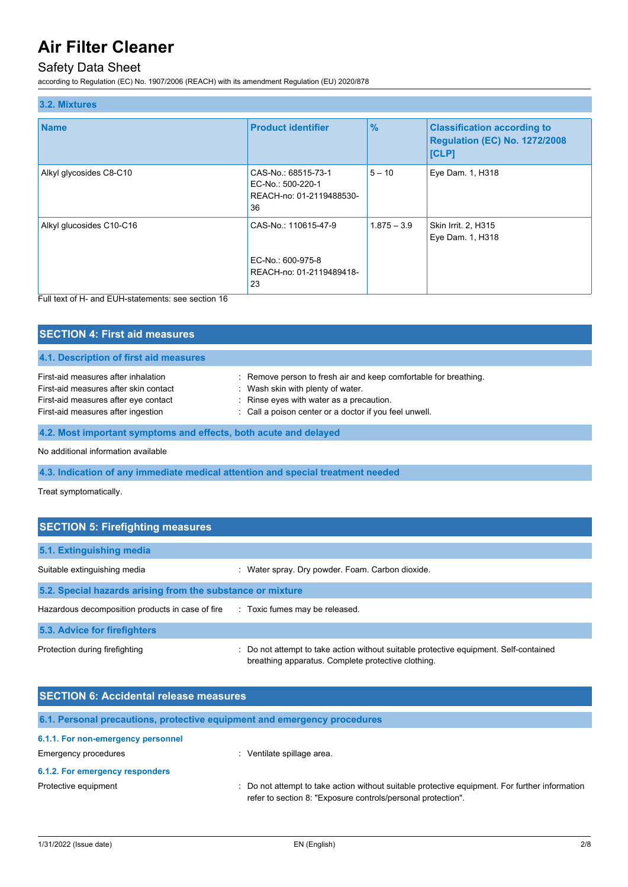### 3.2. Mixtures

| Name | Product identifier | % | Classification according to Regulation (EC) No. 1272/2008 [CLP] |
| --- | --- | --- | --- |
| Alkyl glycosides C8-C10 | CAS-No.: 68515-73-1<br>EC-No.: 500-220-1<br>REACH-no: 01-2119488530-36 | 5 – 10 | Eye Dam. 1, H318 |
| Alkyl glucosides C10-C16 | CAS-No.: 110615-47-9<br><br>EC-No.: 600-975-8<br>REACH-no: 01-2119489418-23 | 1.875 – 3.9 | Skin Irrit. 2, H315<br>Eye Dam. 1, H318 |

Full text of H- and EUH-statements: see section 16

## SECTION 4: First aid measures

### 4.1. Description of first aid measures

First-aid measures after inhalation : Remove person to fresh air and keep comfortable for breathing.
First-aid measures after skin contact : Wash skin with plenty of water.
First-aid measures after eye contact : Rinse eyes with water as a precaution.
First-aid measures after ingestion : Call a poison center or a doctor if you feel unwell.

### 4.2. Most important symptoms and effects, both acute and delayed

No additional information available

### 4.3. Indication of any immediate medical attention and special treatment needed

Treat symptomatically.

## SECTION 5: Firefighting measures

### 5.1. Extinguishing media

Suitable extinguishing media : Water spray. Dry powder. Foam. Carbon dioxide.

### 5.2. Special hazards arising from the substance or mixture

Hazardous decomposition products in case of fire : Toxic fumes may be released.

### 5.3. Advice for firefighters

Protection during firefighting : Do not attempt to take action without suitable protective equipment. Self-contained breathing apparatus. Complete protective clothing.

## SECTION 6: Accidental release measures

### 6.1. Personal precautions, protective equipment and emergency procedures

#### 6.1.1. For non-emergency personnel

Emergency procedures : Ventilate spillage area.

#### 6.1.2. For emergency responders

Protective equipment : Do not attempt to take action without suitable protective equipment. For further information refer to section 8: "Exposure controls/personal protection".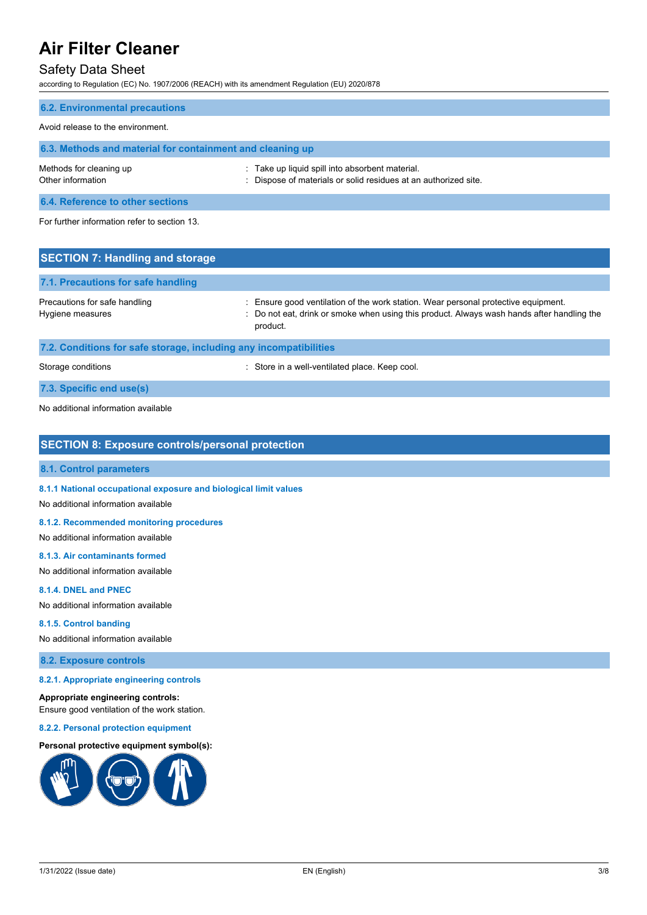### 6.2. Environmental precautions

Avoid release to the environment.

### 6.3. Methods and material for containment and cleaning up

| | |
|---|---|
| Methods for cleaning up | : Take up liquid spill into absorbent material. |
| Other information | : Dispose of materials or solid residues at an authorized site. |

### 6.4. Reference to other sections

For further information refer to section 13.

## SECTION 7: Handling and storage

### 7.1. Precautions for safe handling

| | |
|---|---|
| Precautions for safe handling | : Ensure good ventilation of the work station. Wear personal protective equipment. |
| Hygiene measures | : Do not eat, drink or smoke when using this product. Always wash hands after handling the product. |

### 7.2. Conditions for safe storage, including any incompatibilities

| | |
|---|---|
| Storage conditions | : Store in a well-ventilated place. Keep cool. |

### 7.3. Specific end use(s)

No additional information available

## SECTION 8: Exposure controls/personal protection

### 8.1. Control parameters

#### 8.1.1 National occupational exposure and biological limit values

No additional information available

#### 8.1.2. Recommended monitoring procedures

No additional information available

#### 8.1.3. Air contaminants formed

No additional information available

#### 8.1.4. DNEL and PNEC

No additional information available

#### 8.1.5. Control banding

No additional information available

### 8.2. Exposure controls

#### 8.2.1. Appropriate engineering controls

**Appropriate engineering controls:**

Ensure good ventilation of the work station.

#### 8.2.2. Personal protection equipment

**Personal protective equipment symbol(s):**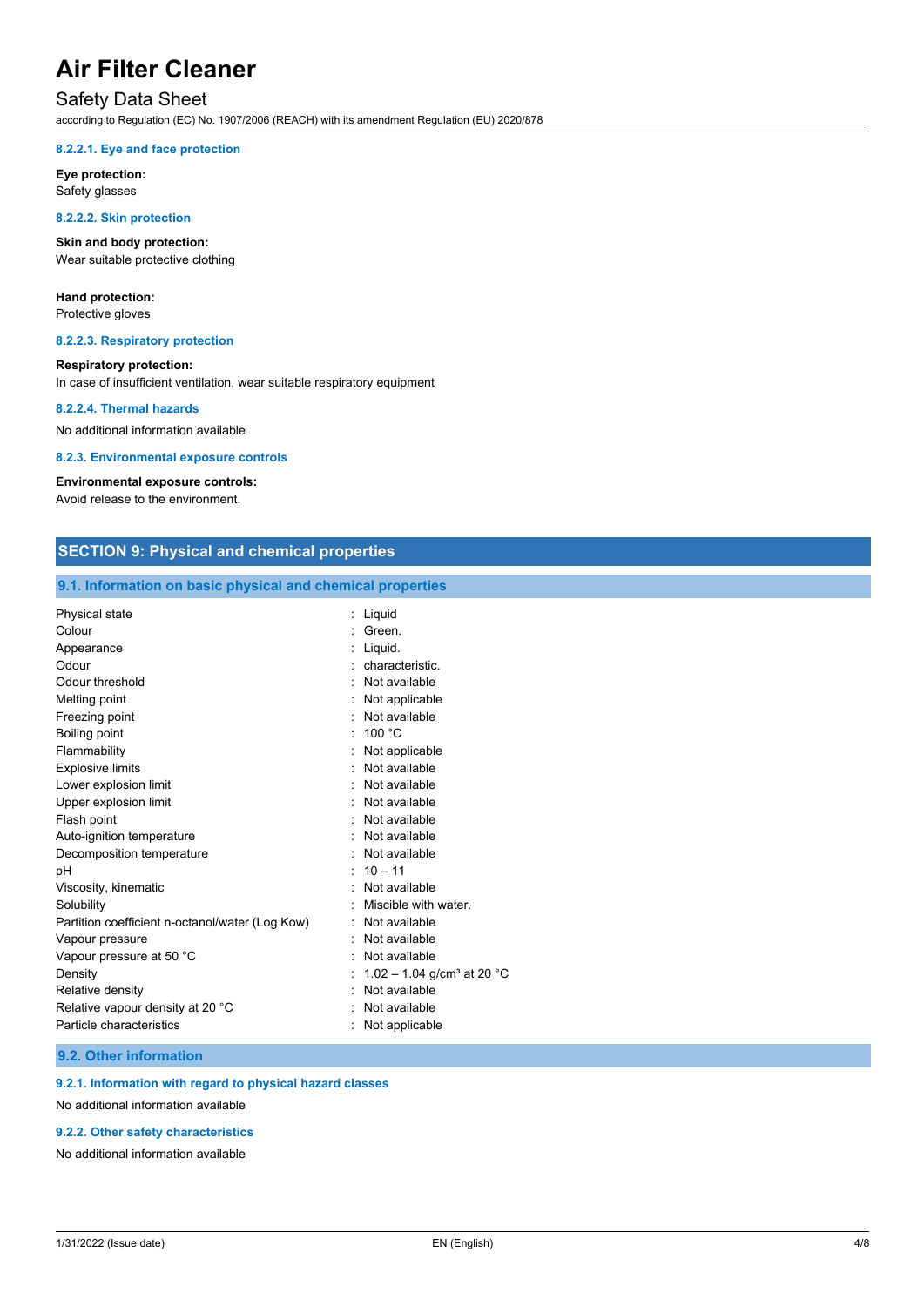#### 8.2.2.1. Eye and face protection

**Eye protection:**
Safety glasses

#### 8.2.2.2. Skin protection

**Skin and body protection:**
Wear suitable protective clothing

**Hand protection:**
Protective gloves

#### 8.2.2.3. Respiratory protection

**Respiratory protection:**
In case of insufficient ventilation, wear suitable respiratory equipment

#### 8.2.2.4. Thermal hazards

No additional information available

### 8.2.3. Environmental exposure controls

**Environmental exposure controls:**
Avoid release to the environment.

## SECTION 9: Physical and chemical properties

### 9.1. Information on basic physical and chemical properties

| Property | Value |
|---|---|
| Physical state | Liquid |
| Colour | Green. |
| Appearance | Liquid. |
| Odour | characteristic. |
| Odour threshold | Not available |
| Melting point | Not applicable |
| Freezing point | Not available |
| Boiling point | 100 °C |
| Flammability | Not applicable |
| Explosive limits | Not available |
| Lower explosion limit | Not available |
| Upper explosion limit | Not available |
| Flash point | Not available |
| Auto-ignition temperature | Not available |
| Decomposition temperature | Not available |
| pH | 10 – 11 |
| Viscosity, kinematic | Not available |
| Solubility | Miscible with water. |
| Partition coefficient n-octanol/water (Log Kow) | Not available |
| Vapour pressure | Not available |
| Vapour pressure at 50 °C | Not available |
| Density | 1.02 – 1.04 g/cm³ at 20 °C |
| Relative density | Not available |
| Relative vapour density at 20 °C | Not available |
| Particle characteristics | Not applicable |

### 9.2. Other information

#### 9.2.1. Information with regard to physical hazard classes

No additional information available

#### 9.2.2. Other safety characteristics

No additional information available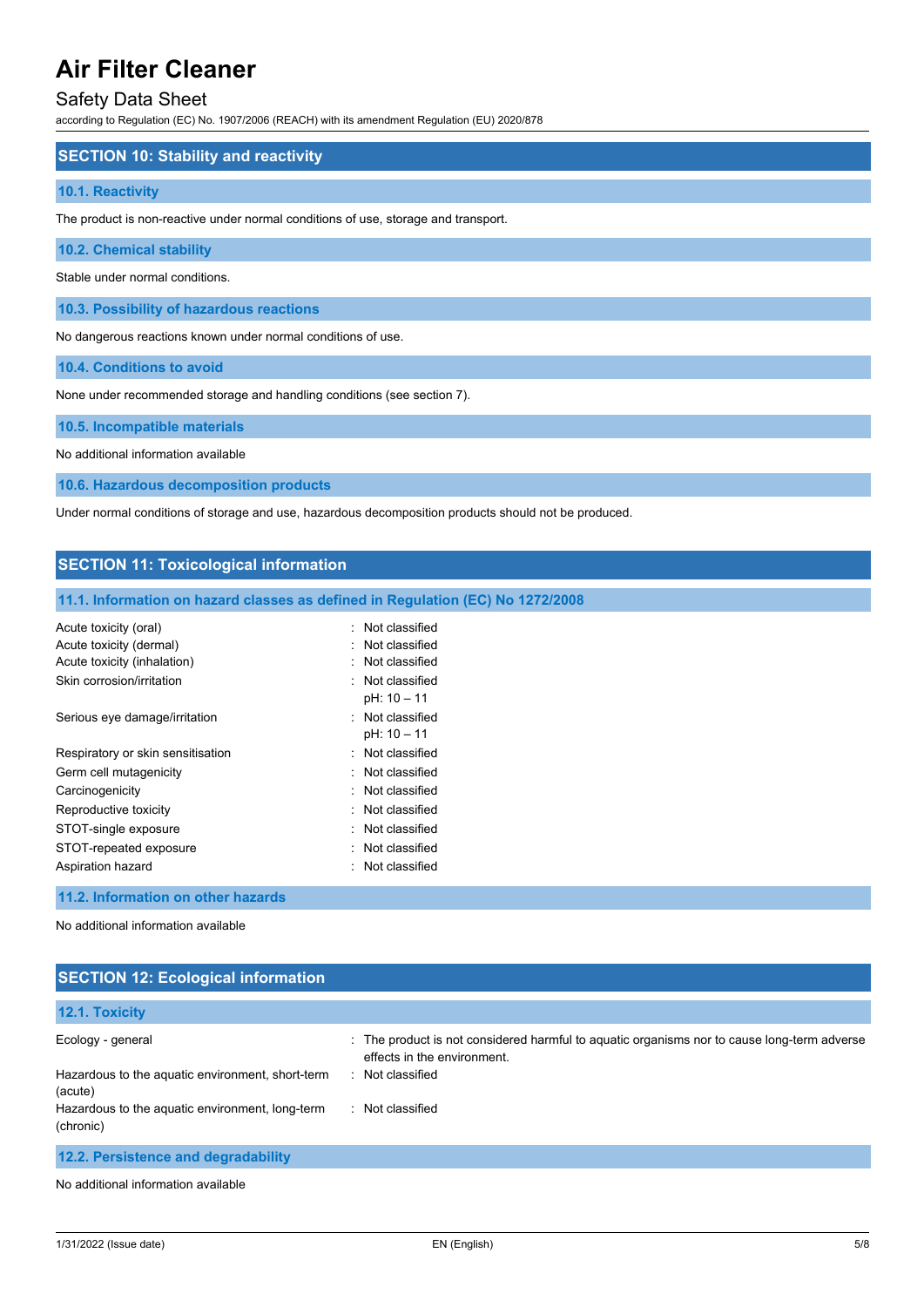## SECTION 10: Stability and reactivity

### 10.1. Reactivity

The product is non-reactive under normal conditions of use, storage and transport.

### 10.2. Chemical stability

Stable under normal conditions.

### 10.3. Possibility of hazardous reactions

No dangerous reactions known under normal conditions of use.

### 10.4. Conditions to avoid

None under recommended storage and handling conditions (see section 7).

### 10.5. Incompatible materials

No additional information available

### 10.6. Hazardous decomposition products

Under normal conditions of storage and use, hazardous decomposition products should not be produced.

## SECTION 11: Toxicological information

### 11.1. Information on hazard classes as defined in Regulation (EC) No 1272/2008

| | |
|---|---|
| Acute toxicity (oral) | : Not classified |
| Acute toxicity (dermal) | : Not classified |
| Acute toxicity (inhalation) | : Not classified |
| Skin corrosion/irritation | : Not classified<br>pH: 10 – 11 |
| Serious eye damage/irritation | : Not classified<br>pH: 10 – 11 |
| Respiratory or skin sensitisation | : Not classified |
| Germ cell mutagenicity | : Not classified |
| Carcinogenicity | : Not classified |
| Reproductive toxicity | : Not classified |
| STOT-single exposure | : Not classified |
| STOT-repeated exposure | : Not classified |
| Aspiration hazard | : Not classified |

### 11.2. Information on other hazards

No additional information available

## SECTION 12: Ecological information

### 12.1. Toxicity

| | |
|---|---|
| Ecology - general | : The product is not considered harmful to aquatic organisms nor to cause long-term adverse effects in the environment. |
| Hazardous to the aquatic environment, short-term (acute) | : Not classified |
| Hazardous to the aquatic environment, long-term (chronic) | : Not classified |

### 12.2. Persistence and degradability

No additional information available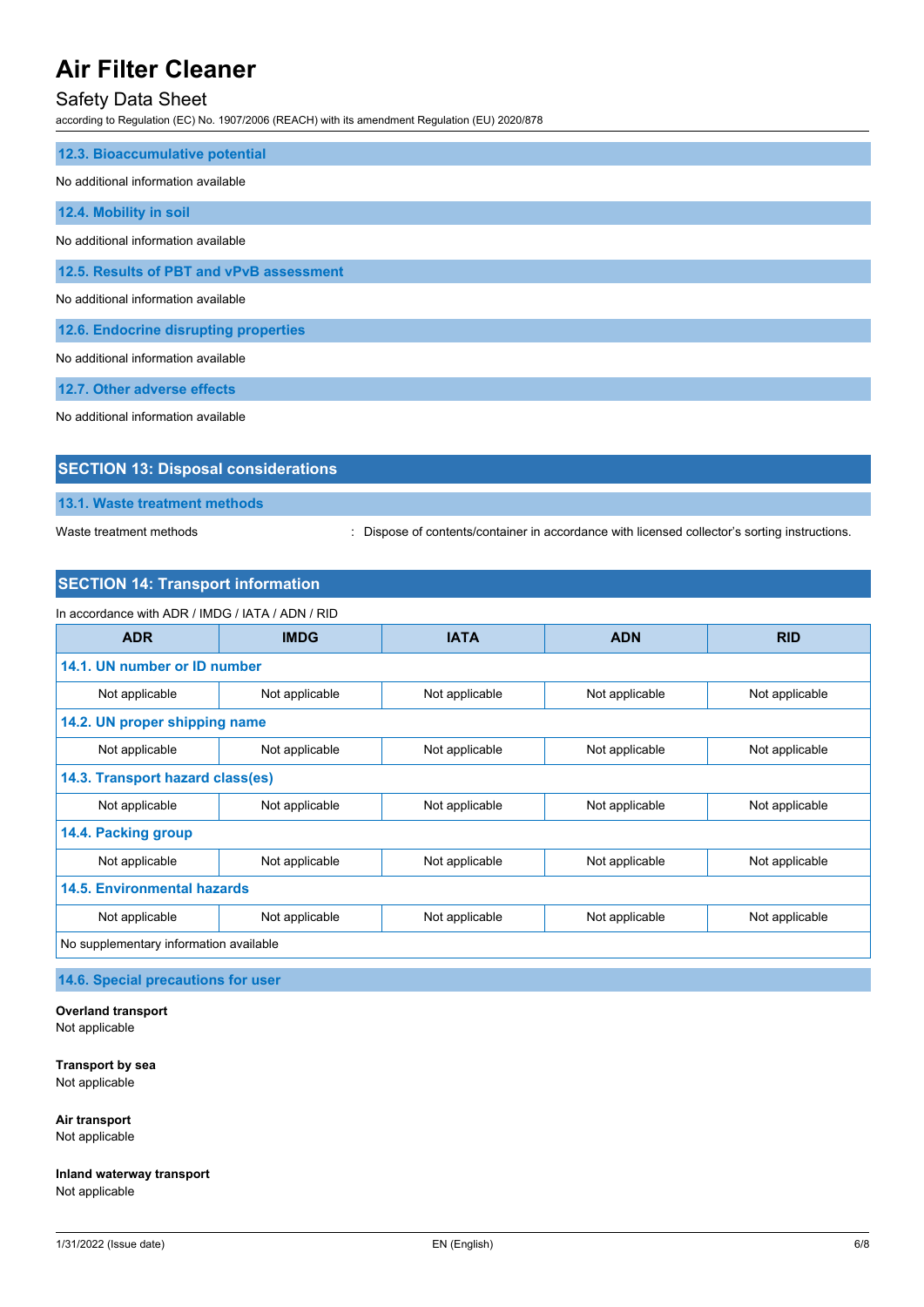### 12.3. Bioaccumulative potential

No additional information available

### 12.4. Mobility in soil

No additional information available

### 12.5. Results of PBT and vPvB assessment

No additional information available

### 12.6. Endocrine disrupting properties

No additional information available

### 12.7. Other adverse effects

No additional information available

## SECTION 13: Disposal considerations

### 13.1. Waste treatment methods

Waste treatment methods : Dispose of contents/container in accordance with licensed collector's sorting instructions.

## SECTION 14: Transport information

In accordance with ADR / IMDG / IATA / ADN / RID

| ADR | IMDG | IATA | ADN | RID |
|---|---|---|---|---|
| **14.1. UN number or ID number** | | | | |
| Not applicable | Not applicable | Not applicable | Not applicable | Not applicable |
| **14.2. UN proper shipping name** | | | | |
| Not applicable | Not applicable | Not applicable | Not applicable | Not applicable |
| **14.3. Transport hazard class(es)** | | | | |
| Not applicable | Not applicable | Not applicable | Not applicable | Not applicable |
| **14.4. Packing group** | | | | |
| Not applicable | Not applicable | Not applicable | Not applicable | Not applicable |
| **14.5. Environmental hazards** | | | | |
| Not applicable | Not applicable | Not applicable | Not applicable | Not applicable |
| No supplementary information available | | | | |

### 14.6. Special precautions for user

**Overland transport**
Not applicable

**Transport by sea**
Not applicable

**Air transport**
Not applicable

**Inland waterway transport**
Not applicable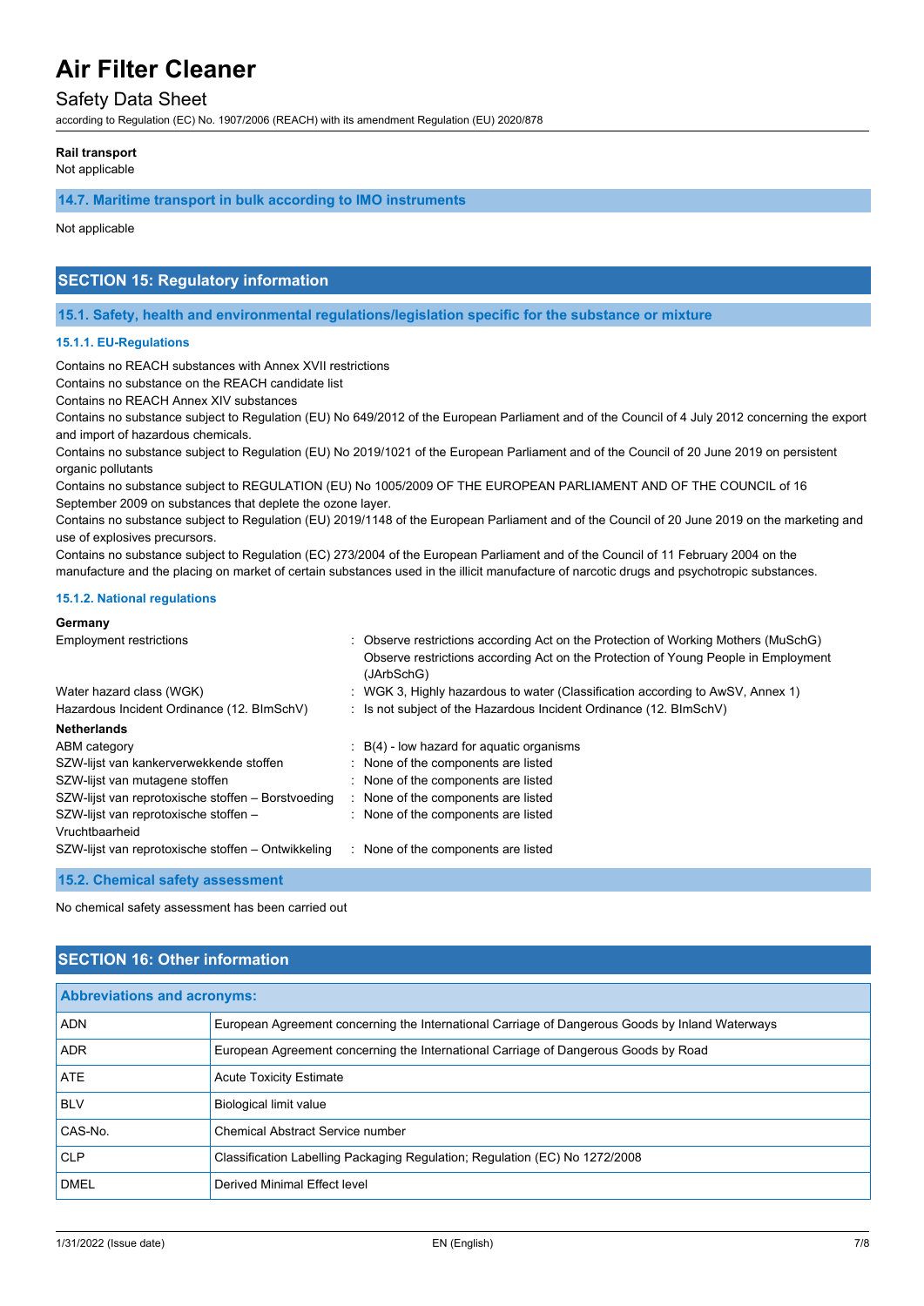**Rail transport**

Not applicable

### 14.7. Maritime transport in bulk according to IMO instruments

Not applicable

## SECTION 15: Regulatory information

### 15.1. Safety, health and environmental regulations/legislation specific for the substance or mixture

#### 15.1.1. EU-Regulations

Contains no REACH substances with Annex XVII restrictions
Contains no substance on the REACH candidate list
Contains no REACH Annex XIV substances
Contains no substance subject to Regulation (EU) No 649/2012 of the European Parliament and of the Council of 4 July 2012 concerning the export and import of hazardous chemicals.
Contains no substance subject to Regulation (EU) No 2019/1021 of the European Parliament and of the Council of 20 June 2019 on persistent organic pollutants
Contains no substance subject to REGULATION (EU) No 1005/2009 OF THE EUROPEAN PARLIAMENT AND OF THE COUNCIL of 16 September 2009 on substances that deplete the ozone layer.
Contains no substance subject to Regulation (EU) 2019/1148 of the European Parliament and of the Council of 20 June 2019 on the marketing and use of explosives precursors.
Contains no substance subject to Regulation (EC) 273/2004 of the European Parliament and of the Council of 11 February 2004 on the manufacture and the placing on market of certain substances used in the illicit manufacture of narcotic drugs and psychotropic substances.

#### 15.1.2. National regulations

**Germany**

| | |
|---|---|
| Employment restrictions | : Observe restrictions according Act on the Protection of Working Mothers (MuSchG)<br>Observe restrictions according Act on the Protection of Young People in Employment (JArbSchG) |
| Water hazard class (WGK) | : WGK 3, Highly hazardous to water (Classification according to AwSV, Annex 1) |
| Hazardous Incident Ordinance (12. BImSchV) | : Is not subject of the Hazardous Incident Ordinance (12. BImSchV) |

**Netherlands**

| | |
|---|---|
| ABM category | : B(4) - low hazard for aquatic organisms |
| SZW-lijst van kankerverwekkende stoffen | : None of the components are listed |
| SZW-lijst van mutagene stoffen | : None of the components are listed |
| SZW-lijst van reprotoxische stoffen – Borstvoeding | : None of the components are listed |
| SZW-lijst van reprotoxische stoffen – Vruchtbaarheid | : None of the components are listed |
| SZW-lijst van reprotoxische stoffen – Ontwikkeling | : None of the components are listed |

### 15.2. Chemical safety assessment

No chemical safety assessment has been carried out

## SECTION 16: Other information

| Abbreviations and acronyms: | |
|---|---|
| ADN | European Agreement concerning the International Carriage of Dangerous Goods by Inland Waterways |
| ADR | European Agreement concerning the International Carriage of Dangerous Goods by Road |
| ATE | Acute Toxicity Estimate |
| BLV | Biological limit value |
| CAS-No. | Chemical Abstract Service number |
| CLP | Classification Labelling Packaging Regulation; Regulation (EC) No 1272/2008 |
| DMEL | Derived Minimal Effect level |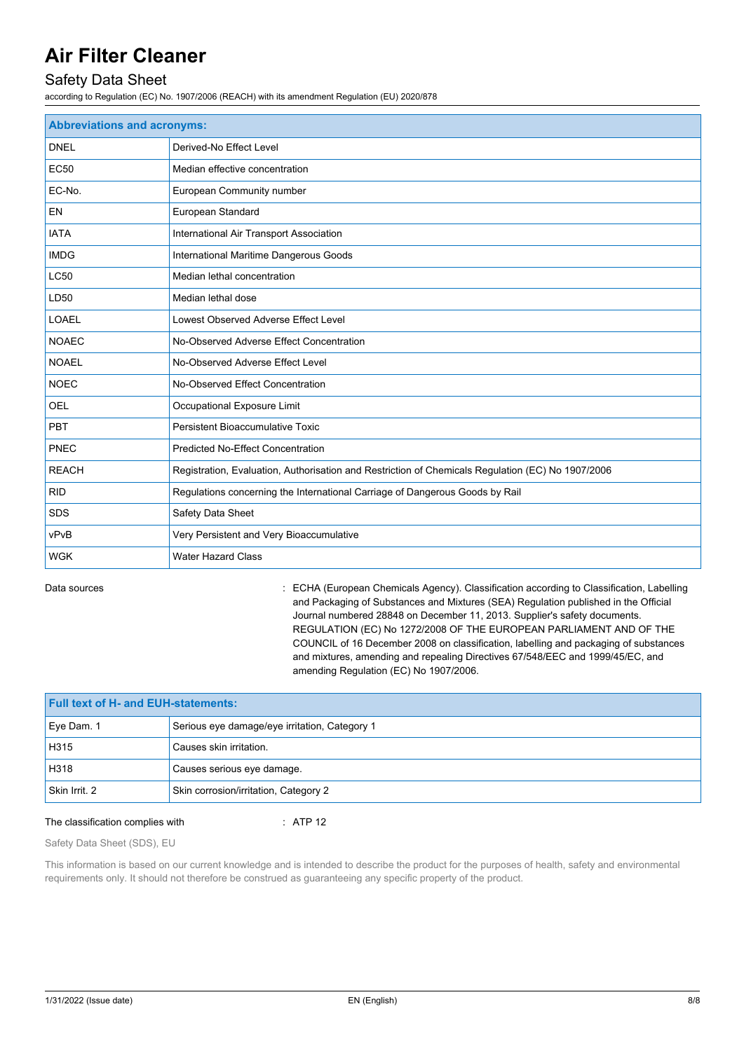| Abbreviations and acronyms: | |
|---|---|
| DNEL | Derived-No Effect Level |
| EC50 | Median effective concentration |
| EC-No. | European Community number |
| EN | European Standard |
| IATA | International Air Transport Association |
| IMDG | International Maritime Dangerous Goods |
| LC50 | Median lethal concentration |
| LD50 | Median lethal dose |
| LOAEL | Lowest Observed Adverse Effect Level |
| NOAEC | No-Observed Adverse Effect Concentration |
| NOAEL | No-Observed Adverse Effect Level |
| NOEC | No-Observed Effect Concentration |
| OEL | Occupational Exposure Limit |
| PBT | Persistent Bioaccumulative Toxic |
| PNEC | Predicted No-Effect Concentration |
| REACH | Registration, Evaluation, Authorisation and Restriction of Chemicals Regulation (EC) No 1907/2006 |
| RID | Regulations concerning the International Carriage of Dangerous Goods by Rail |
| SDS | Safety Data Sheet |
| vPvB | Very Persistent and Very Bioaccumulative |
| WGK | Water Hazard Class |

Data sources : ECHA (European Chemicals Agency). Classification according to Classification, Labelling and Packaging of Substances and Mixtures (SEA) Regulation published in the Official Journal numbered 28848 on December 11, 2013. Supplier's safety documents. REGULATION (EC) No 1272/2008 OF THE EUROPEAN PARLIAMENT AND OF THE COUNCIL of 16 December 2008 on classification, labelling and packaging of substances and mixtures, amending and repealing Directives 67/548/EEC and 1999/45/EC, and amending Regulation (EC) No 1907/2006.

| Full text of H- and EUH-statements: | |
|---|---|
| Eye Dam. 1 | Serious eye damage/eye irritation, Category 1 |
| H315 | Causes skin irritation. |
| H318 | Causes serious eye damage. |
| Skin Irrit. 2 | Skin corrosion/irritation, Category 2 |

The classification complies with : ATP 12

Safety Data Sheet (SDS), EU

This information is based on our current knowledge and is intended to describe the product for the purposes of health, safety and environmental requirements only. It should not therefore be construed as guaranteeing any specific property of the product.